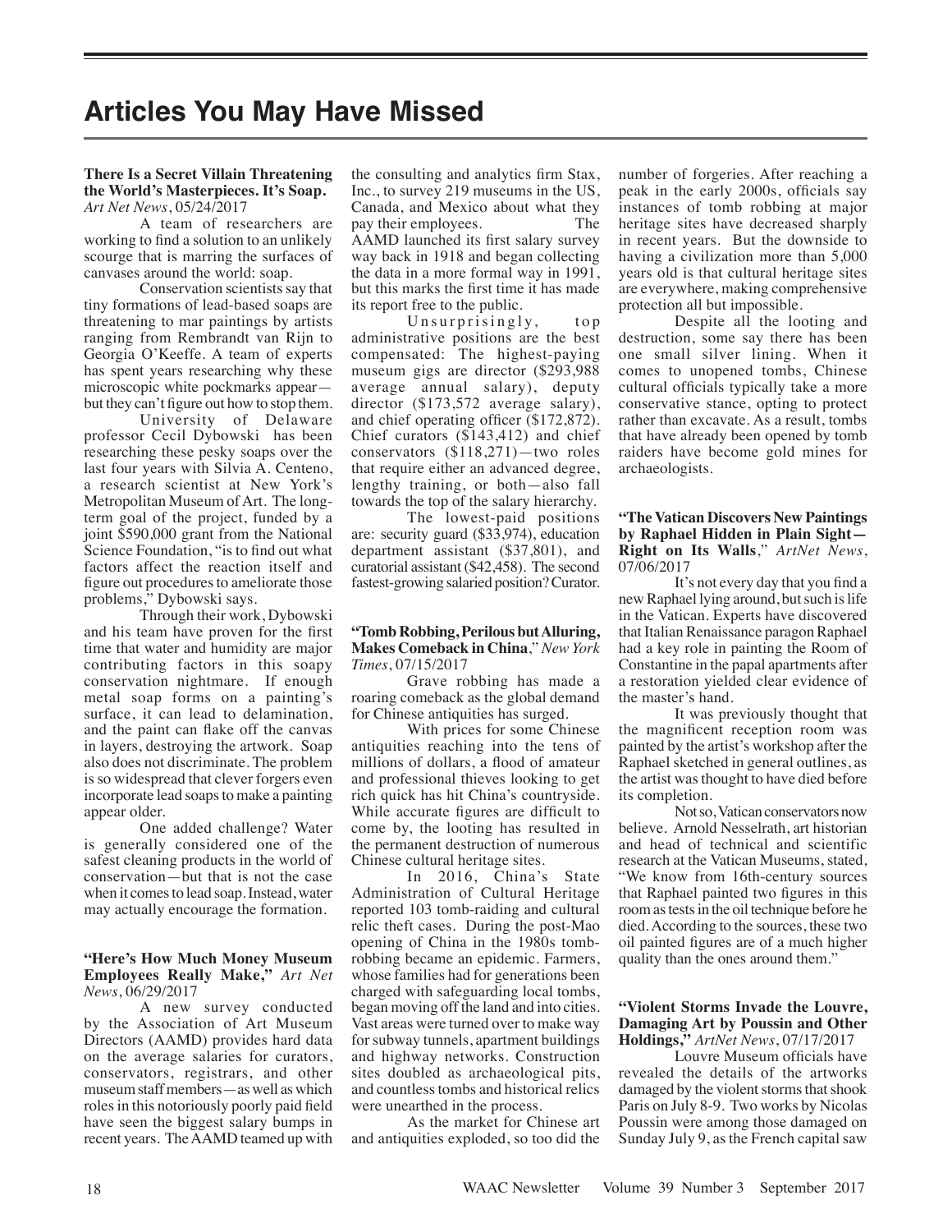# Articles You May Have Missed

**There Is a Secret Villain Threatening the World's Masterpieces. It's Soap.** *Art Net News*, 05/24/2017

A team of researchers are working to find a solution to an unlikely scourge that is marring the surfaces of canvases around the world: soap.

Conservation scientists say that tiny formations of lead-based soaps are threatening to mar paintings by artists ranging from Rembrandt van Rijn to Georgia O'Keeffe. A team of experts has spent years researching why these microscopic white pockmarks appear—but they can't figure out how to stop them.

University of Delaware professor Cecil Dybowski has been researching these pesky soaps over the last four years with Silvia A. Centeno, a research scientist at New York's Metropolitan Museum of Art. The long-term goal of the project, funded by a joint $590,000 grant from the National Science Foundation, "is to find out what factors affect the reaction itself and figure out procedures to ameliorate those problems," Dybowski says.

Through their work, Dybowski and his team have proven for the first time that water and humidity are major contributing factors in this soapy conservation nightmare. If enough metal soap forms on a painting's surface, it can lead to delamination, and the paint can flake off the canvas in layers, destroying the artwork. Soap also does not discriminate. The problem is so widespread that clever forgers even incorporate lead soaps to make a painting appear older.

One added challenge? Water is generally considered one of the safest cleaning products in the world of conservation—but that is not the case when it comes to lead soap. Instead, water may actually encourage the formation.

**"Here's How Much Money Museum Employees Really Make,"** *Art Net News*, 06/29/2017

A new survey conducted by the Association of Art Museum Directors (AAMD) provides hard data on the average salaries for curators, conservators, registrars, and other museum staff members—as well as which roles in this notoriously poorly paid field have seen the biggest salary bumps in recent years. The AAMD teamed up with the consulting and analytics firm Stax, Inc., to survey 219 museums in the US, Canada, and Mexico about what they pay their employees. The AAMD launched its first salary survey way back in 1918 and began collecting the data in a more formal way in 1991, but this marks the first time it has made its report free to the public.

Unsurprisingly, top administrative positions are the best compensated: The highest-paying museum gigs are director ($293,988 average annual salary), deputy director ($173,572 average salary), and chief operating officer ($172,872). Chief curators ($143,412) and chief conservators ($118,271)—two roles that require either an advanced degree, lengthy training, or both—also fall towards the top of the salary hierarchy.

The lowest-paid positions are: security guard ($33,974), education department assistant ($37,801), and curatorial assistant ($42,458). The second fastest-growing salaried position? Curator.

**"Tomb Robbing, Perilous but Alluring, Makes Comeback in China,"** *New York Times*, 07/15/2017

Grave robbing has made a roaring comeback as the global demand for Chinese antiquities has surged.

With prices for some Chinese antiquities reaching into the tens of millions of dollars, a flood of amateur and professional thieves looking to get rich quick has hit China's countryside. While accurate figures are difficult to come by, the looting has resulted in the permanent destruction of numerous Chinese cultural heritage sites.

In 2016, China's State Administration of Cultural Heritage reported 103 tomb-raiding and cultural relic theft cases. During the post-Mao opening of China in the 1980s tomb-robbing became an epidemic. Farmers, whose families had for generations been charged with safeguarding local tombs, began moving off the land and into cities. Vast areas were turned over to make way for subway tunnels, apartment buildings and highway networks. Construction sites doubled as archaeological pits, and countless tombs and historical relics were unearthed in the process.

As the market for Chinese art and antiquities exploded, so too did the number of forgeries. After reaching a peak in the early 2000s, officials say instances of tomb robbing at major heritage sites have decreased sharply in recent years. But the downside to having a civilization more than 5,000 years old is that cultural heritage sites are everywhere, making comprehensive protection all but impossible.

Despite all the looting and destruction, some say there has been one small silver lining. When it comes to unopened tombs, Chinese cultural officials typically take a more conservative stance, opting to protect rather than excavate. As a result, tombs that have already been opened by tomb raiders have become gold mines for archaeologists.

**"The Vatican Discovers New Paintings by Raphael Hidden in Plain Sight—Right on Its Walls,"** *ArtNet News*, 07/06/2017

It's not every day that you find a new Raphael lying around, but such is life in the Vatican. Experts have discovered that Italian Renaissance paragon Raphael had a key role in painting the Room of Constantine in the papal apartments after a restoration yielded clear evidence of the master's hand.

It was previously thought that the magnificent reception room was painted by the artist's workshop after the Raphael sketched in general outlines, as the artist was thought to have died before its completion.

Not so, Vatican conservators now believe. Arnold Nesselrath, art historian and head of technical and scientific research at the Vatican Museums, stated, "We know from 16th-century sources that Raphael painted two figures in this room as tests in the oil technique before he died. According to the sources, these two oil painted figures are of a much higher quality than the ones around them."

**"Violent Storms Invade the Louvre, Damaging Art by Poussin and Other Holdings,"** *ArtNet News*, 07/17/2017

Louvre Museum officials have revealed the details of the artworks damaged by the violent storms that shook Paris on July 8-9. Two works by Nicolas Poussin were among those damaged on Sunday July 9, as the French capital saw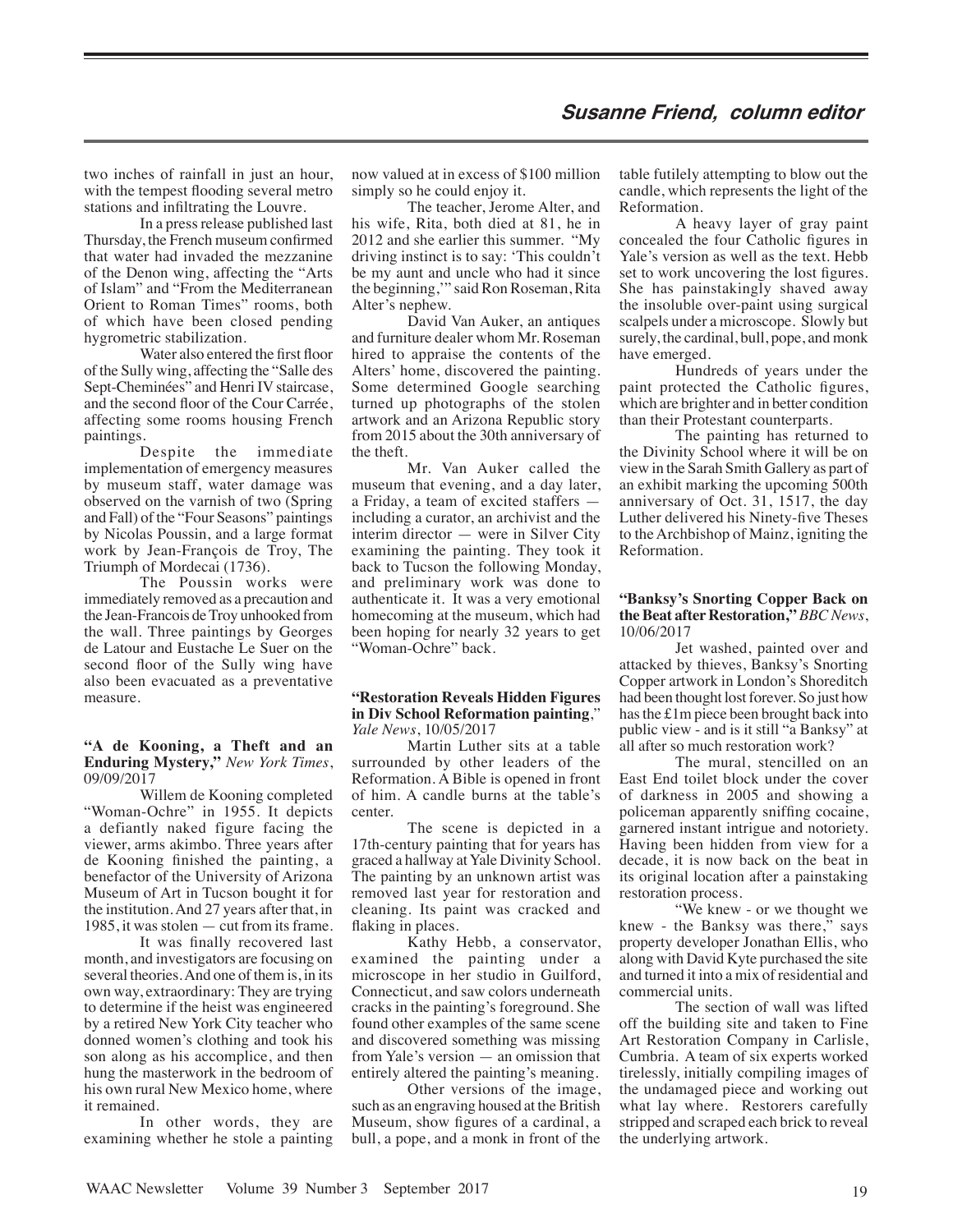two inches of rainfall in just an hour, with the tempest flooding several metro stations and infiltrating the Louvre.

In a press release published last Thursday, the French museum confirmed that water had invaded the mezzanine of the Denon wing, affecting the "Arts of Islam" and "From the Mediterranean Orient to Roman Times" rooms, both of which have been closed pending hygrometric stabilization.

Water also entered the first floor of the Sully wing, affecting the "Salle des Sept-Cheminées" and Henri IV staircase, and the second floor of the Cour Carrée, affecting some rooms housing French paintings.

Despite the immediate implementation of emergency measures by museum staff, water damage was observed on the varnish of two (Spring and Fall) of the "Four Seasons" paintings by Nicolas Poussin, and a large format work by Jean-François de Troy, The Triumph of Mordecai (1736).

The Poussin works were immediately removed as a precaution and the Jean-Francois de Troy unhooked from the wall. Three paintings by Georges de Latour and Eustache Le Suer on the second floor of the Sully wing have also been evacuated as a preventative measure.

**"A de Kooning, a Theft and an Enduring Mystery,"** *New York Times*, 09/09/2017

Willem de Kooning completed "Woman-Ochre" in 1955. It depicts a defiantly naked figure facing the viewer, arms akimbo. Three years after de Kooning finished the painting, a benefactor of the University of Arizona Museum of Art in Tucson bought it for the institution. And 27 years after that, in 1985, it was stolen — cut from its frame.

It was finally recovered last month, and investigators are focusing on several theories. And one of them is, in its own way, extraordinary: They are trying to determine if the heist was engineered by a retired New York City teacher who donned women's clothing and took his son along as his accomplice, and then hung the masterwork in the bedroom of his own rural New Mexico home, where it remained.

In other words, they are examining whether he stole a painting now valued at in excess of $100 million simply so he could enjoy it.

The teacher, Jerome Alter, and his wife, Rita, both died at 81, he in 2012 and she earlier this summer. "My driving instinct is to say: 'This couldn't be my aunt and uncle who had it since the beginning,'" said Ron Roseman, Rita Alter's nephew.

David Van Auker, an antiques and furniture dealer whom Mr. Roseman hired to appraise the contents of the Alters' home, discovered the painting. Some determined Google searching turned up photographs of the stolen artwork and an Arizona Republic story from 2015 about the 30th anniversary of the theft.

Mr. Van Auker called the museum that evening, and a day later, a Friday, a team of excited staffers — including a curator, an archivist and the interim director — were in Silver City examining the painting. They took it back to Tucson the following Monday, and preliminary work was done to authenticate it. It was a very emotional homecoming at the museum, which had been hoping for nearly 32 years to get "Woman-Ochre" back.

**"Restoration Reveals Hidden Figures in Div School Reformation painting**," *Yale News*, 10/05/2017

Martin Luther sits at a table surrounded by other leaders of the Reformation. A Bible is opened in front of him. A candle burns at the table's center.

The scene is depicted in a 17th-century painting that for years has graced a hallway at Yale Divinity School. The painting by an unknown artist was removed last year for restoration and cleaning. Its paint was cracked and flaking in places.

Kathy Hebb, a conservator, examined the painting under a microscope in her studio in Guilford, Connecticut, and saw colors underneath cracks in the painting's foreground. She found other examples of the same scene and discovered something was missing from Yale's version — an omission that entirely altered the painting's meaning.

Other versions of the image, such as an engraving housed at the British Museum, show figures of a cardinal, a bull, a pope, and a monk in front of the table futilely attempting to blow out the candle, which represents the light of the Reformation.

A heavy layer of gray paint concealed the four Catholic figures in Yale's version as well as the text. Hebb set to work uncovering the lost figures. She has painstakingly shaved away the insoluble over-paint using surgical scalpels under a microscope. Slowly but surely, the cardinal, bull, pope, and monk have emerged.

Hundreds of years under the paint protected the Catholic figures, which are brighter and in better condition than their Protestant counterparts.

The painting has returned to the Divinity School where it will be on view in the Sarah Smith Gallery as part of an exhibit marking the upcoming 500th anniversary of Oct. 31, 1517, the day Luther delivered his Ninety-five Theses to the Archbishop of Mainz, igniting the Reformation.

**"Banksy's Snorting Copper Back on the Beat after Restoration,"** *BBC News*, 10/06/2017

Jet washed, painted over and attacked by thieves, Banksy's Snorting Copper artwork in London's Shoreditch had been thought lost forever. So just how has the £1m piece been brought back into public view - and is it still "a Banksy" at all after so much restoration work?

The mural, stencilled on an East End toilet block under the cover of darkness in 2005 and showing a policeman apparently sniffing cocaine, garnered instant intrigue and notoriety. Having been hidden from view for a decade, it is now back on the beat in its original location after a painstaking restoration process.

"We knew - or we thought we knew - the Banksy was there," says property developer Jonathan Ellis, who along with David Kyte purchased the site and turned it into a mix of residential and commercial units.

The section of wall was lifted off the building site and taken to Fine Art Restoration Company in Carlisle, Cumbria. A team of six experts worked tirelessly, initially compiling images of the undamaged piece and working out what lay where. Restorers carefully stripped and scraped each brick to reveal the underlying artwork.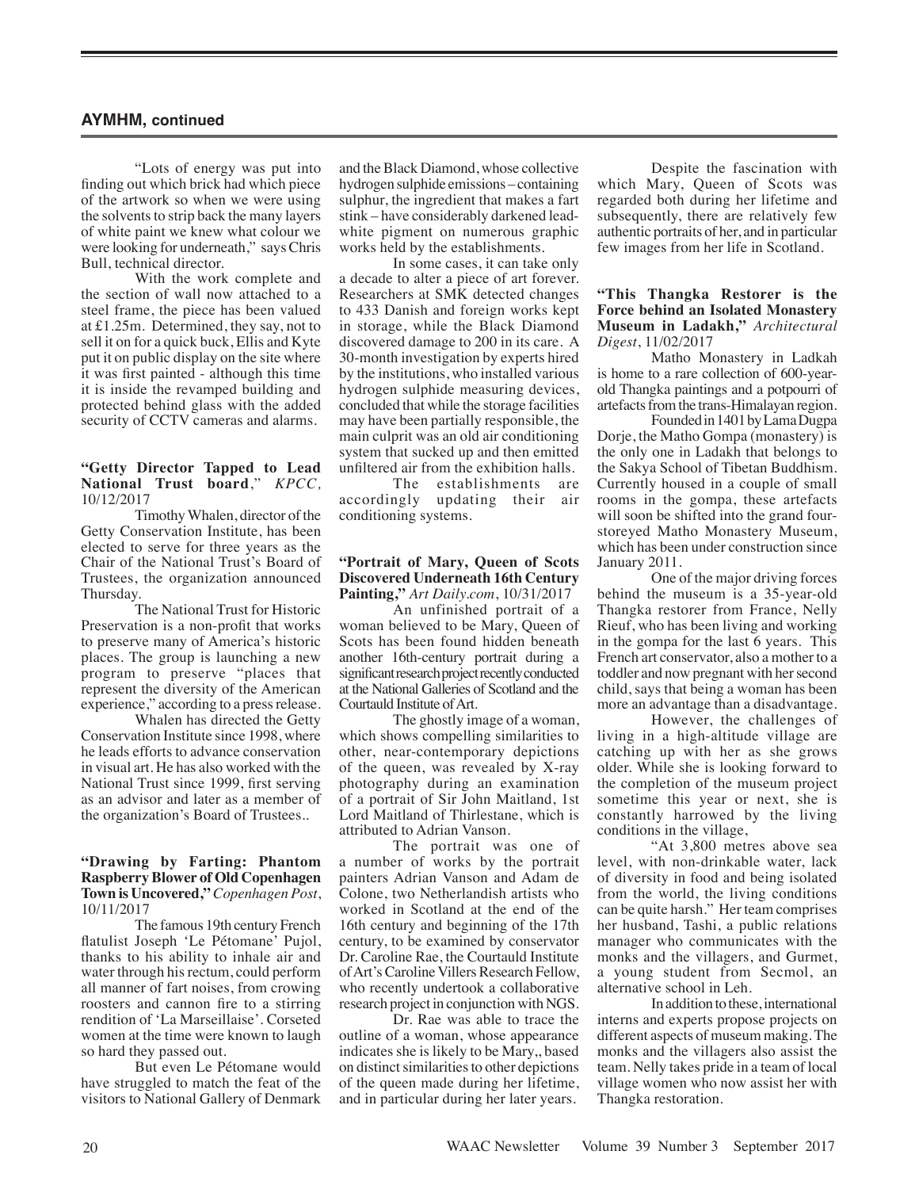## AYMHM, continued

"Lots of energy was put into finding out which brick had which piece of the artwork so when we were using the solvents to strip back the many layers of white paint we knew what colour we were looking for underneath," says Chris Bull, technical director.

With the work complete and the section of wall now attached to a steel frame, the piece has been valued at £1.25m. Determined, they say, not to sell it on for a quick buck, Ellis and Kyte put it on public display on the site where it was first painted - although this time it is inside the revamped building and protected behind glass with the added security of CCTV cameras and alarms.

**"Getty Director Tapped to Lead National Trust board**," *KPCC,* 10/12/2017

Timothy Whalen, director of the Getty Conservation Institute, has been elected to serve for three years as the Chair of the National Trust's Board of Trustees, the organization announced Thursday.

The National Trust for Historic Preservation is a non-profit that works to preserve many of America's historic places. The group is launching a new program to preserve "places that represent the diversity of the American experience," according to a press release.

Whalen has directed the Getty Conservation Institute since 1998, where he leads efforts to advance conservation in visual art. He has also worked with the National Trust since 1999, first serving as an advisor and later as a member of the organization's Board of Trustees..

**"Drawing by Farting: Phantom Raspberry Blower of Old Copenhagen Town is Uncovered,"** *Copenhagen Post*, 10/11/2017

The famous 19th century French flatulist Joseph 'Le Pétomane' Pujol, thanks to his ability to inhale air and water through his rectum, could perform all manner of fart noises, from crowing roosters and cannon fire to a stirring rendition of 'La Marseillaise'. Corseted women at the time were known to laugh so hard they passed out.

But even Le Pétomane would have struggled to match the feat of the visitors to National Gallery of Denmark and the Black Diamond, whose collective hydrogen sulphide emissions – containing sulphur, the ingredient that makes a fart stink – have considerably darkened lead-white pigment on numerous graphic works held by the establishments.

In some cases, it can take only a decade to alter a piece of art forever. Researchers at SMK detected changes to 433 Danish and foreign works kept in storage, while the Black Diamond discovered damage to 200 in its care. A 30-month investigation by experts hired by the institutions, who installed various hydrogen sulphide measuring devices, concluded that while the storage facilities may have been partially responsible, the main culprit was an old air conditioning system that sucked up and then emitted unfiltered air from the exhibition halls.

The establishments are accordingly updating their air conditioning systems.

**"Portrait of Mary, Queen of Scots Discovered Underneath 16th Century Painting,"** *Art Daily.com*, 10/31/2017

An unfinished portrait of a woman believed to be Mary, Queen of Scots has been found hidden beneath another 16th-century portrait during a significant research project recently conducted at the National Galleries of Scotland and the Courtauld Institute of Art.

The ghostly image of a woman, which shows compelling similarities to other, near-contemporary depictions of the queen, was revealed by X-ray photography during an examination of a portrait of Sir John Maitland, 1st Lord Maitland of Thirlestane, which is attributed to Adrian Vanson.

The portrait was one of a number of works by the portrait painters Adrian Vanson and Adam de Colone, two Netherlandish artists who worked in Scotland at the end of the 16th century and beginning of the 17th century, to be examined by conservator Dr. Caroline Rae, the Courtauld Institute of Art's Caroline Villers Research Fellow, who recently undertook a collaborative research project in conjunction with NGS.

Dr. Rae was able to trace the outline of a woman, whose appearance indicates she is likely to be Mary,, based on distinct similarities to other depictions of the queen made during her lifetime, and in particular during her later years.

Despite the fascination with which Mary, Queen of Scots was regarded both during her lifetime and subsequently, there are relatively few authentic portraits of her, and in particular few images from her life in Scotland.

**"This Thangka Restorer is the Force behind an Isolated Monastery Museum in Ladakh,"** *Architectural Digest*, 11/02/2017

Matho Monastery in Ladkah is home to a rare collection of 600-year-old Thangka paintings and a potpourri of artefacts from the trans-Himalayan region.

Founded in 1401 by Lama Dugpa Dorje, the Matho Gompa (monastery) is the only one in Ladakh that belongs to the Sakya School of Tibetan Buddhism. Currently housed in a couple of small rooms in the gompa, these artefacts will soon be shifted into the grand four-storeyed Matho Monastery Museum, which has been under construction since January 2011.

One of the major driving forces behind the museum is a 35-year-old Thangka restorer from France, Nelly Rieuf, who has been living and working in the gompa for the last 6 years. This French art conservator, also a mother to a toddler and now pregnant with her second child, says that being a woman has been more an advantage than a disadvantage.

However, the challenges of living in a high-altitude village are catching up with her as she grows older. While she is looking forward to the completion of the museum project sometime this year or next, she is constantly harrowed by the living conditions in the village,

"At 3,800 metres above sea level, with non-drinkable water, lack of diversity in food and being isolated from the world, the living conditions can be quite harsh." Her team comprises her husband, Tashi, a public relations manager who communicates with the monks and the villagers, and Gurmet, a young student from Secmol, an alternative school in Leh.

In addition to these, international interns and experts propose projects on different aspects of museum making. The monks and the villagers also assist the team. Nelly takes pride in a team of local village women who now assist her with Thangka restoration.